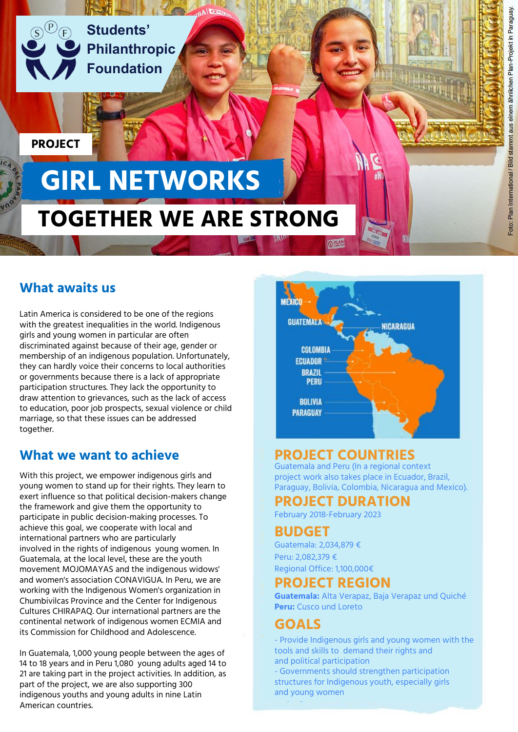Students' Philanthropic Foundation

PROJECT

# GIRL NETWORKS

## TOGETHER WE ARE STRONG

Foto: Plan International / Bild stammt aus einem ähnlichen Plan-Projekt in Paraguay.

## What awaits us

Latin America is considered to be one of the regions with the greatest inequalities in the world. Indigenous girls and young women in particular are often discriminated against because of their age, gender or membership of an indigenous population. Unfortunately, they can hardly voice their concerns to local authorities or governments because there is a lack of appropriate participation structures. They lack the opportunity to draw attention to grievances, such as the lack of access to education, poor job prospects, sexual violence or child marriage, so that these issues can be addressed together.

## What we want to achieve

With this project, we empower indigenous girls and young women to stand up for their rights. They learn to exert influence so that political decision-makers change the framework and give them the opportunity to participate in public decision-making processes. To achieve this goal, we cooperate with local and international partners who are particularly involved in the rights of indigenous young women. In Guatemala, at the local level, these are the youth movement MOJOMAYAS and the indigenous widows' and women's association CONAVIGUA. In Peru, we are working with the Indigenous Women's organization in Chumbivilcas Province and the Center for Indigenous Cultures CHIRAPAQ. Our international partners are the continental network of indigenous women ECMIA and its Commission for Childhood and Adolescence.

In Guatemala, 1,000 young people between the ages of 14 to 18 years and in Peru 1,080 young adults aged 14 to 21 are taking part in the project activities. In addition, as part of the project, we are also supporting 300 indigenous youths and young adults in nine Latin American countries.

MEXICO, GUATEMALA, NICARAGUA, COLOMBIA, ECUADOR, BRAZIL, PERU, BOLIVIA, PARAGUAY

## PROJECT COUNTRIES

Guatemala and Peru (In a regional context project work also takes place in Ecuador, Brazil, Paraguay, Bolivia, Colombia, Nicaragua and Mexico).

## PROJECT DURATION

February 2018-February 2023

## BUDGET

Guatemala: 2,034,879 €

Peru: 2,082,379 €

Regional Office: 1,100,000€

## PROJECT REGION

**Guatemala:** Alta Verapaz, Baja Verapaz und Quiché

**Peru:** Cusco und Loreto

## GOALS

- Provide Indigenous girls and young women with the tools and skills to demand their rights and and political participation
- Governments should strengthen participation structures for Indigenous youth, especially girls and young women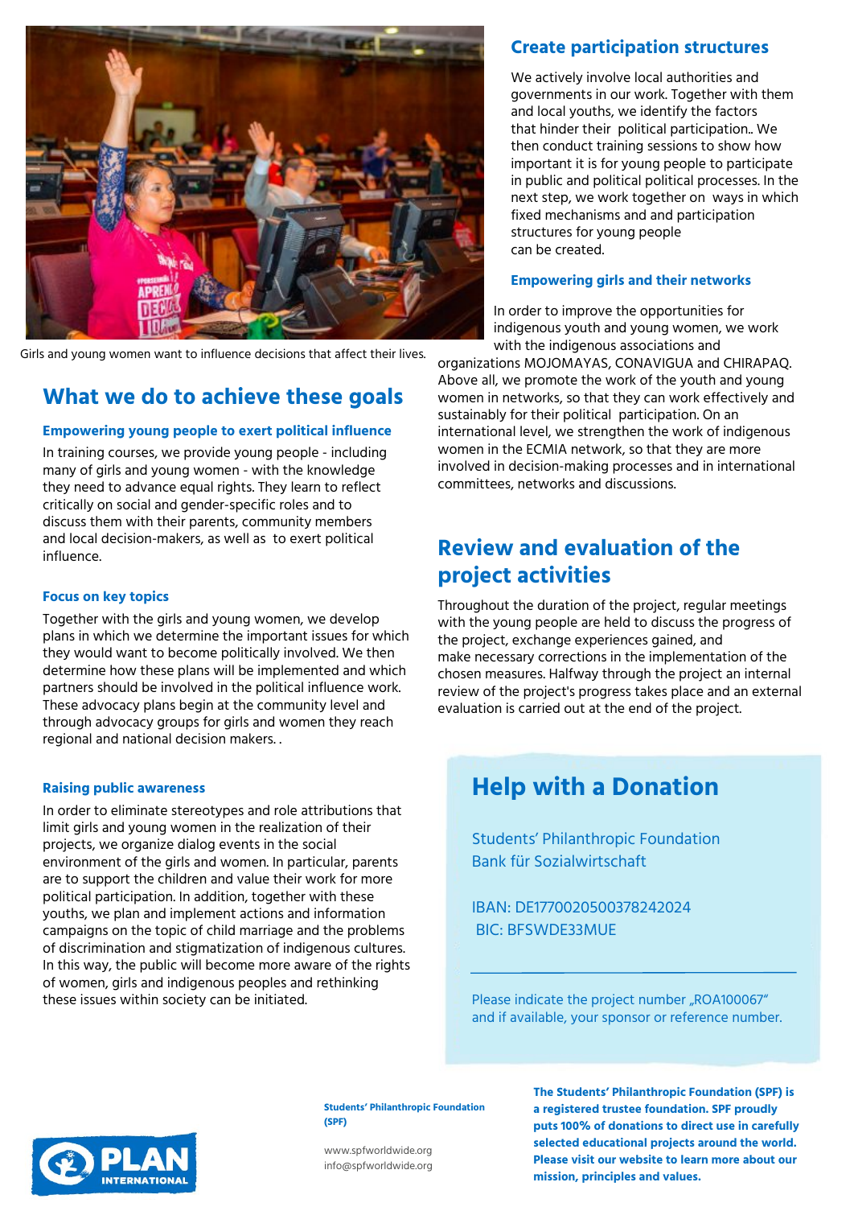Girls and young women want to influence decisions that affect their lives.

## What we do to achieve these goals

### Empowering young people to exert political influence

In training courses, we provide young people - including many of girls and young women - with the knowledge they need to advance equal rights. They learn to reflect critically on social and gender-specific roles and to discuss them with their parents, community members and local decision-makers, as well as to exert political influence.

### Focus on key topics

Together with the girls and young women, we develop plans in which we determine the important issues for which they would want to become politically involved. We then determine how these plans will be implemented and which partners should be involved in the political influence work. These advocacy plans begin at the community level and through advocacy groups for girls and women they reach regional and national decision makers. .

### Raising public awareness

In order to eliminate stereotypes and role attributions that limit girls and young women in the realization of their projects, we organize dialog events in the social environment of the girls and women. In particular, parents are to support the children and value their work for more political participation. In addition, together with these youths, we plan and implement actions and information campaigns on the topic of child marriage and the problems of discrimination and stigmatization of indigenous cultures. In this way, the public will become more aware of the rights of women, girls and indigenous peoples and rethinking these issues within society can be initiated.

### Create participation structures

We actively involve local authorities and governments in our work. Together with them and local youths, we identify the factors that hinder their political participation.. We then conduct training sessions to show how important it is for young people to participate in public and political political processes. In the next step, we work together on ways in which fixed mechanisms and and participation structures for young people can be created.

### Empowering girls and their networks

In order to improve the opportunities for indigenous youth and young women, we work with the indigenous associations and organizations MOJOMAYAS, CONAVIGUA and CHIRAPAQ. Above all, we promote the work of the youth and young women in networks, so that they can work effectively and sustainably for their political participation. On an international level, we strengthen the work of indigenous women in the ECMIA network, so that they are more involved in decision-making processes and in international committees, networks and discussions.

## Review and evaluation of the project activities

Throughout the duration of the project, regular meetings with the young people are held to discuss the progress of the project, exchange experiences gained, and make necessary corrections in the implementation of the chosen measures. Halfway through the project an internal review of the project's progress takes place and an external evaluation is carried out at the end of the project.

## Help with a Donation

Students' Philanthropic Foundation
Bank für Sozialwirtschaft

IBAN: DE17700205003782420​24
BIC: BFSWDE33MUE

Please indicate the project number „ROA100067" and if available, your sponsor or reference number.

**Students' Philanthropic Foundation (SPF)**

www.spfworldwide.org
info@spfworldwide.org

**The Students' Philanthropic Foundation (SPF) is a registered trustee foundation. SPF proudly puts 100% of donations to direct use in carefully selected educational projects around the world. Please visit our website to learn more about our mission, principles and values.**

PLAN INTERNATIONAL